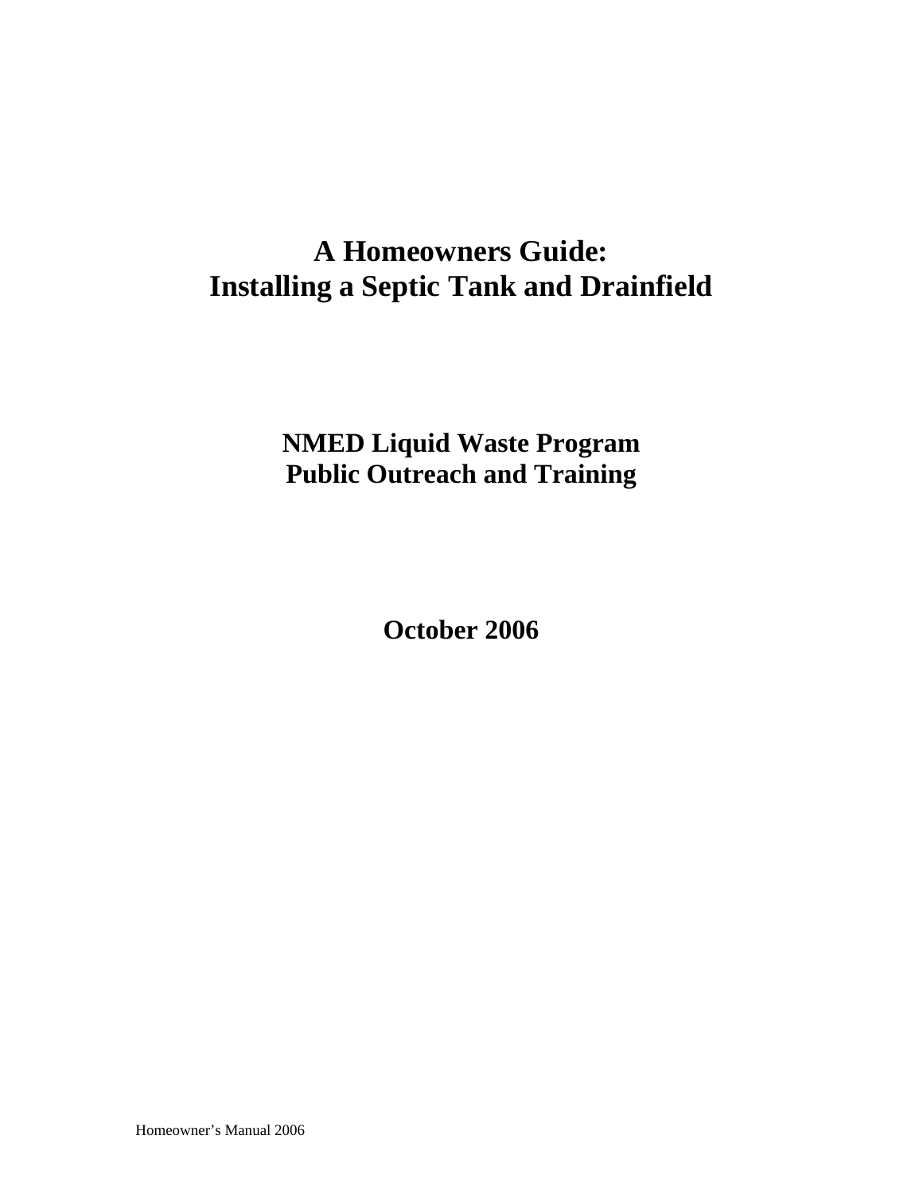# A Homeowners Guide:
# Installing a Septic Tank and Drainfield

## NMED Liquid Waste Program
## Public Outreach and Training

**October 2006**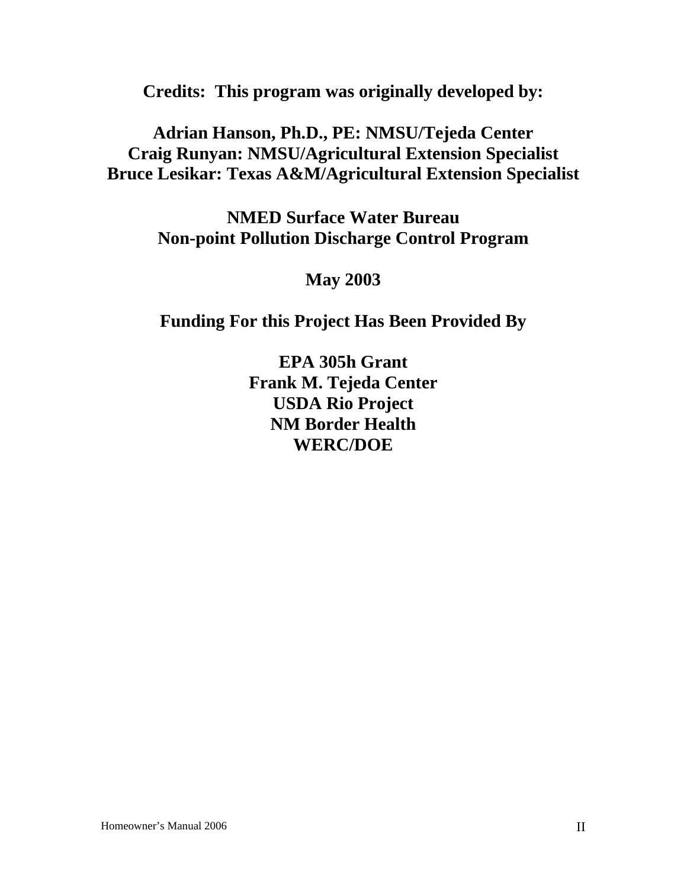**Credits: This program was originally developed by:**

**Adrian Hanson, Ph.D., PE: NMSU/Tejeda Center**
**Craig Runyan: NMSU/Agricultural Extension Specialist**
**Bruce Lesikar: Texas A&M/Agricultural Extension Specialist**

**NMED Surface Water Bureau**
**Non-point Pollution Discharge Control Program**

**May 2003**

**Funding For this Project Has Been Provided By**

**EPA 305h Grant**
**Frank M. Tejeda Center**
**USDA Rio Project**
**NM Border Health**
**WERC/DOE**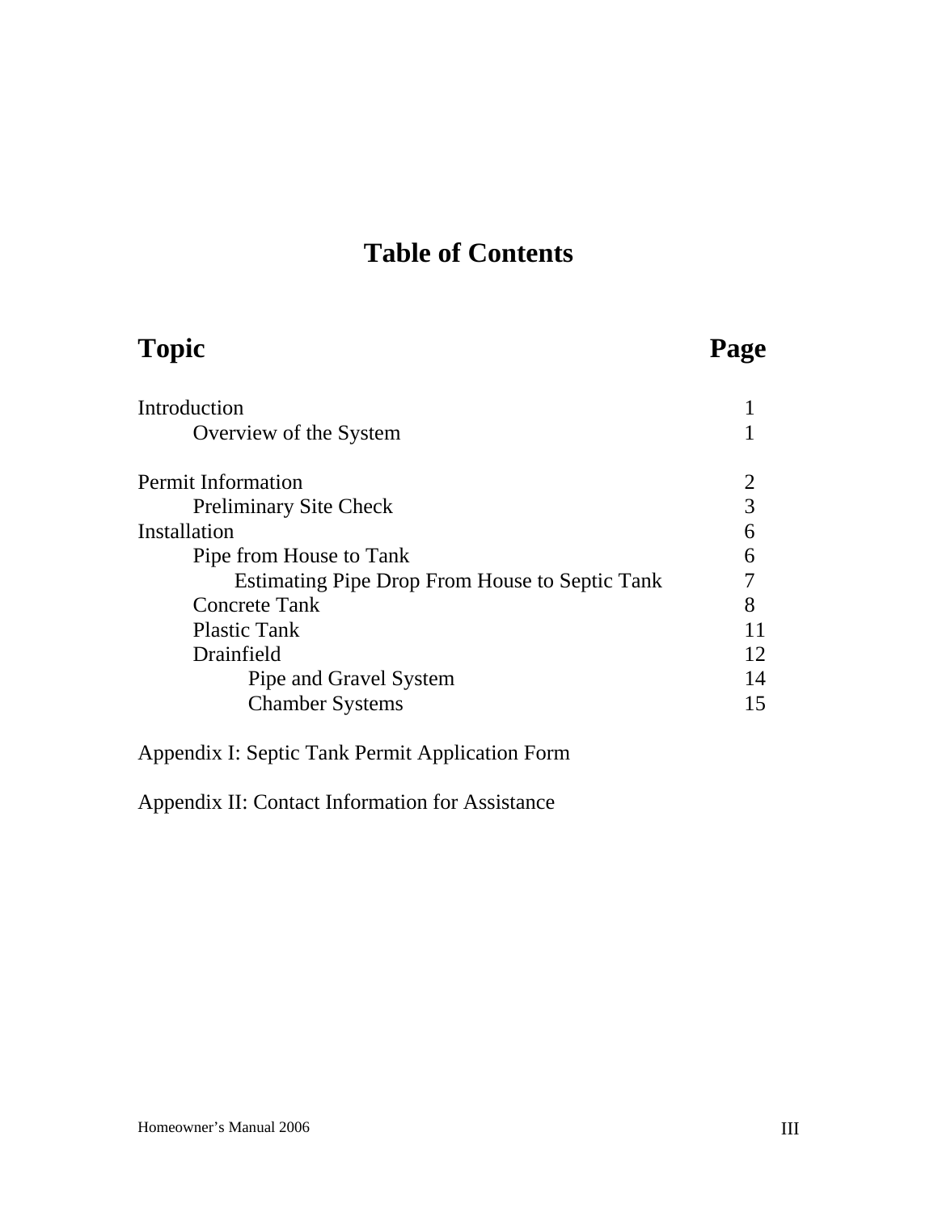# Table of Contents

| Topic | Page |
|---|---|
| Introduction | 1 |
| Overview of the System | 1 |
| Permit Information | 2 |
| Preliminary Site Check | 3 |
| Installation | 6 |
| Pipe from House to Tank | 6 |
| Estimating Pipe Drop From House to Septic Tank | 7 |
| Concrete Tank | 8 |
| Plastic Tank | 11 |
| Drainfield | 12 |
| Pipe and Gravel System | 14 |
| Chamber Systems | 15 |
| Appendix I: Septic Tank Permit Application Form | |
| Appendix II: Contact Information for Assistance | |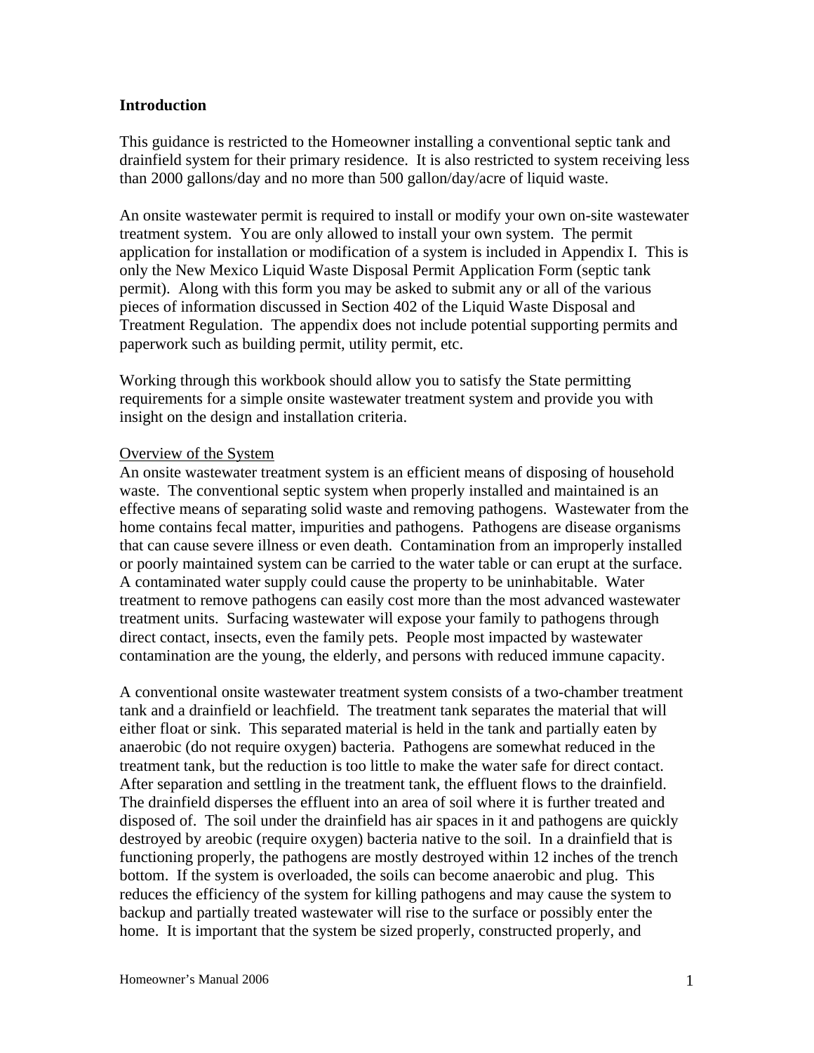**Introduction**

This guidance is restricted to the Homeowner installing a conventional septic tank and drainfield system for their primary residence. It is also restricted to system receiving less than 2000 gallons/day and no more than 500 gallon/day/acre of liquid waste.

An onsite wastewater permit is required to install or modify your own on-site wastewater treatment system. You are only allowed to install your own system. The permit application for installation or modification of a system is included in Appendix I. This is only the New Mexico Liquid Waste Disposal Permit Application Form (septic tank permit). Along with this form you may be asked to submit any or all of the various pieces of information discussed in Section 402 of the Liquid Waste Disposal and Treatment Regulation. The appendix does not include potential supporting permits and paperwork such as building permit, utility permit, etc.

Working through this workbook should allow you to satisfy the State permitting requirements for a simple onsite wastewater treatment system and provide you with insight on the design and installation criteria.

Overview of the System

An onsite wastewater treatment system is an efficient means of disposing of household waste. The conventional septic system when properly installed and maintained is an effective means of separating solid waste and removing pathogens. Wastewater from the home contains fecal matter, impurities and pathogens. Pathogens are disease organisms that can cause severe illness or even death. Contamination from an improperly installed or poorly maintained system can be carried to the water table or can erupt at the surface. A contaminated water supply could cause the property to be uninhabitable. Water treatment to remove pathogens can easily cost more than the most advanced wastewater treatment units. Surfacing wastewater will expose your family to pathogens through direct contact, insects, even the family pets. People most impacted by wastewater contamination are the young, the elderly, and persons with reduced immune capacity.

A conventional onsite wastewater treatment system consists of a two-chamber treatment tank and a drainfield or leachfield. The treatment tank separates the material that will either float or sink. This separated material is held in the tank and partially eaten by anaerobic (do not require oxygen) bacteria. Pathogens are somewhat reduced in the treatment tank, but the reduction is too little to make the water safe for direct contact. After separation and settling in the treatment tank, the effluent flows to the drainfield. The drainfield disperses the effluent into an area of soil where it is further treated and disposed of. The soil under the drainfield has air spaces in it and pathogens are quickly destroyed by areobic (require oxygen) bacteria native to the soil. In a drainfield that is functioning properly, the pathogens are mostly destroyed within 12 inches of the trench bottom. If the system is overloaded, the soils can become anaerobic and plug. This reduces the efficiency of the system for killing pathogens and may cause the system to backup and partially treated wastewater will rise to the surface or possibly enter the home. It is important that the system be sized properly, constructed properly, and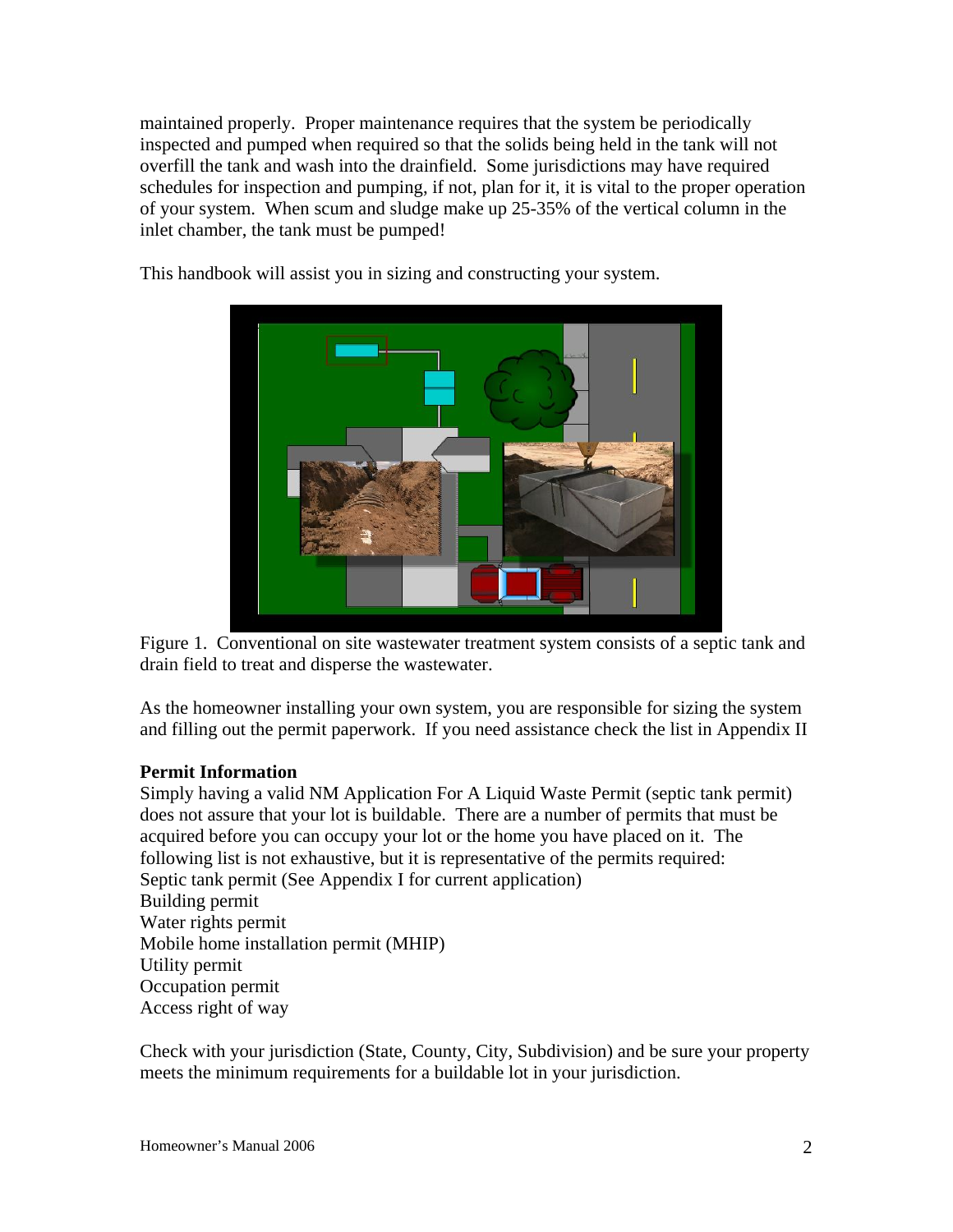maintained properly. Proper maintenance requires that the system be periodically inspected and pumped when required so that the solids being held in the tank will not overfill the tank and wash into the drainfield. Some jurisdictions may have required schedules for inspection and pumping, if not, plan for it, it is vital to the proper operation of your system. When scum and sludge make up 25-35% of the vertical column in the inlet chamber, the tank must be pumped!

This handbook will assist you in sizing and constructing your system.

Figure 1. Conventional on site wastewater treatment system consists of a septic tank and drain field to treat and disperse the wastewater.

As the homeowner installing your own system, you are responsible for sizing the system and filling out the permit paperwork. If you need assistance check the list in Appendix II

**Permit Information**

Simply having a valid NM Application For A Liquid Waste Permit (septic tank permit) does not assure that your lot is buildable. There are a number of permits that must be acquired before you can occupy your lot or the home you have placed on it. The following list is not exhaustive, but it is representative of the permits required:

Septic tank permit (See Appendix I for current application)
Building permit
Water rights permit
Mobile home installation permit (MHIP)
Utility permit
Occupation permit
Access right of way

Check with your jurisdiction (State, County, City, Subdivision) and be sure your property meets the minimum requirements for a buildable lot in your jurisdiction.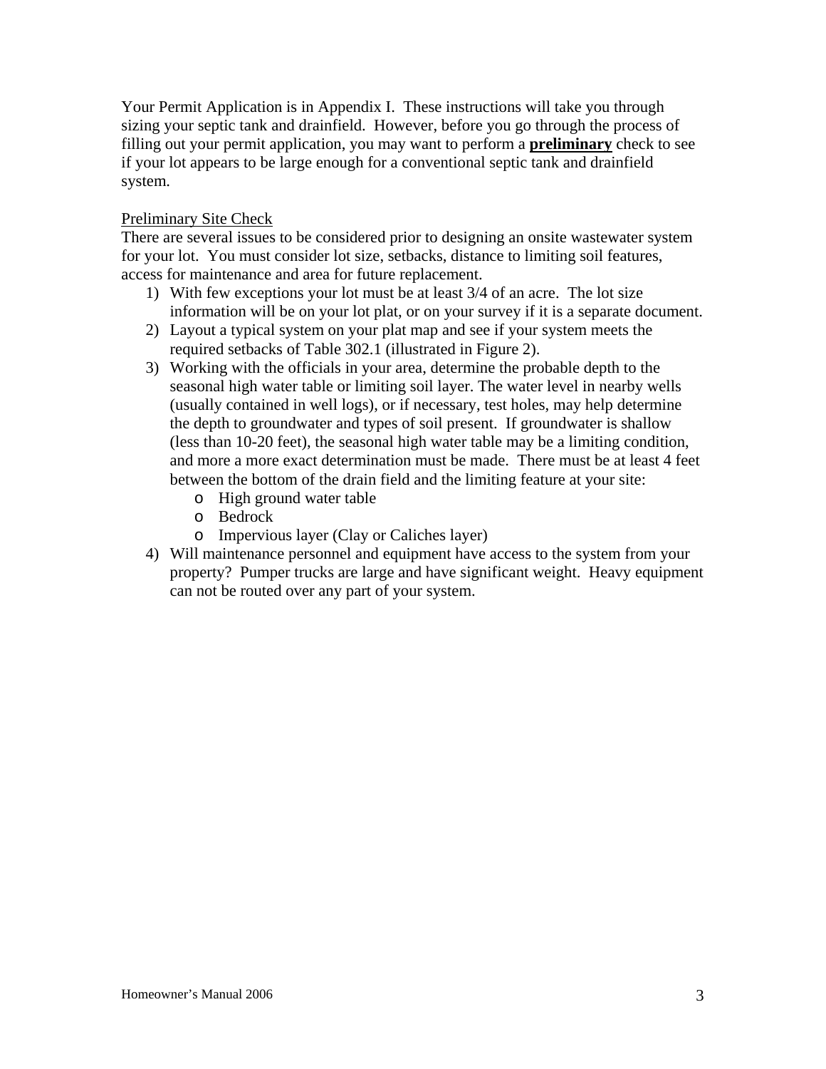Your Permit Application is in Appendix I. These instructions will take you through sizing your septic tank and drainfield. However, before you go through the process of filling out your permit application, you may want to perform a **preliminary** check to see if your lot appears to be large enough for a conventional septic tank and drainfield system.

Preliminary Site Check

There are several issues to be considered prior to designing an onsite wastewater system for your lot. You must consider lot size, setbacks, distance to limiting soil features, access for maintenance and area for future replacement.

1) With few exceptions your lot must be at least 3/4 of an acre. The lot size information will be on your lot plat, or on your survey if it is a separate document.
2) Layout a typical system on your plat map and see if your system meets the required setbacks of Table 302.1 (illustrated in Figure 2).
3) Working with the officials in your area, determine the probable depth to the seasonal high water table or limiting soil layer. The water level in nearby wells (usually contained in well logs), or if necessary, test holes, may help determine the depth to groundwater and types of soil present. If groundwater is shallow (less than 10-20 feet), the seasonal high water table may be a limiting condition, and more a more exact determination must be made. There must be at least 4 feet between the bottom of the drain field and the limiting feature at your site:
   - High ground water table
   - Bedrock
   - Impervious layer (Clay or Caliches layer)
4) Will maintenance personnel and equipment have access to the system from your property? Pumper trucks are large and have significant weight. Heavy equipment can not be routed over any part of your system.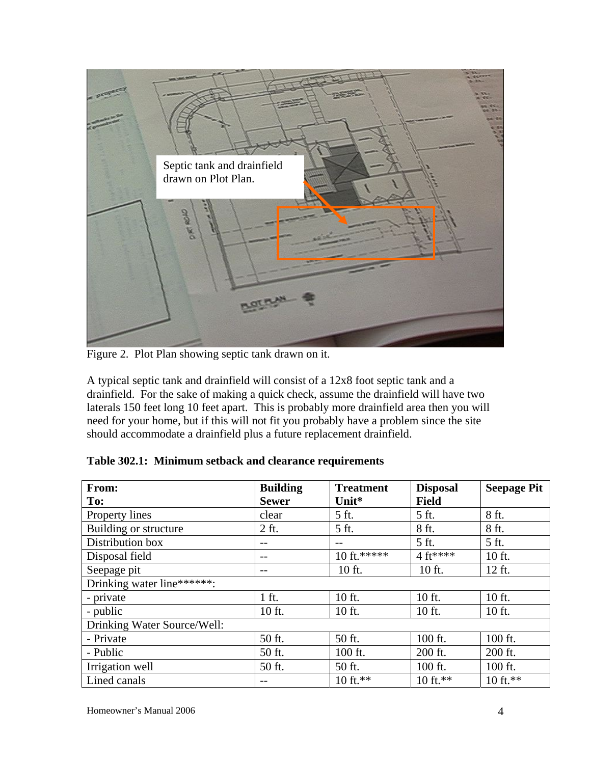Figure 2. Plot Plan showing septic tank drawn on it.

A typical septic tank and drainfield will consist of a 12x8 foot septic tank and a drainfield. For the sake of making a quick check, assume the drainfield will have two laterals 150 feet long 10 feet apart. This is probably more drainfield area then you will need for your home, but if this will not fit you probably have a problem since the site should accommodate a drainfield plus a future replacement drainfield.

**Table 302.1: Minimum setback and clearance requirements**

| **From:**<br>**To:** | **Building Sewer** | **Treatment Unit*** | **Disposal Field** | **Seepage Pit** |
|---|---|---|---|---|
| Property lines | clear | 5 ft. | 5 ft. | 8 ft. |
| Building or structure | 2 ft. | 5 ft. | 8 ft. | 8 ft. |
| Distribution box | -- | -- | 5 ft. | 5 ft. |
| Disposal field | -- | 10 ft.***** | 4 ft**** | 10 ft. |
| Seepage pit | -- | 10 ft. | 10 ft. | 12 ft. |
| Drinking water line******: | | | | |
| - private | 1 ft. | 10 ft. | 10 ft. | 10 ft. |
| - public | 10 ft. | 10 ft. | 10 ft. | 10 ft. |
| Drinking Water Source/Well: | | | | |
| - Private | 50 ft. | 50 ft. | 100 ft. | 100 ft. |
| - Public | 50 ft. | 100 ft. | 200 ft. | 200 ft. |
| Irrigation well | 50 ft. | 50 ft. | 100 ft. | 100 ft. |
| Lined canals | -- | 10 ft.** | 10 ft.** | 10 ft.** |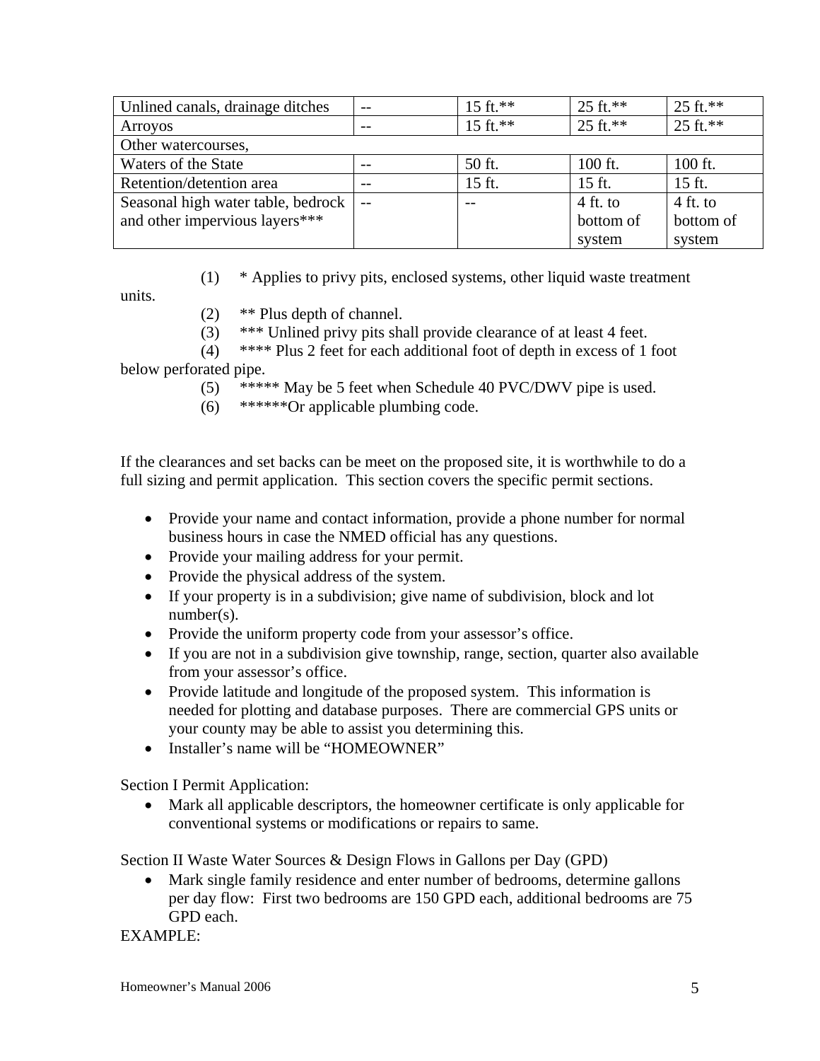| Unlined canals, drainage ditches | -- | 15 ft.** | 25 ft.** | 25 ft.** |
|---|---|---|---|---|
| Arroyos | -- | 15 ft.** | 25 ft.** | 25 ft.** |
| Other watercourses, | | | | |
| Waters of the State | -- | 50 ft. | 100 ft. | 100 ft. |
| Retention/detention area | -- | 15 ft. | 15 ft. | 15 ft. |
| Seasonal high water table, bedrock and other impervious layers*** | -- | -- | 4 ft. to bottom of system | 4 ft. to bottom of system |

(1) * Applies to privy pits, enclosed systems, other liquid waste treatment units.

(2) ** Plus depth of channel.

(3) *** Unlined privy pits shall provide clearance of at least 4 feet.

(4) **** Plus 2 feet for each additional foot of depth in excess of 1 foot below perforated pipe.

(5) ***** May be 5 feet when Schedule 40 PVC/DWV pipe is used.

(6) ******Or applicable plumbing code.

If the clearances and set backs can be meet on the proposed site, it is worthwhile to do a full sizing and permit application. This section covers the specific permit sections.

- Provide your name and contact information, provide a phone number for normal business hours in case the NMED official has any questions.
- Provide your mailing address for your permit.
- Provide the physical address of the system.
- If your property is in a subdivision; give name of subdivision, block and lot number(s).
- Provide the uniform property code from your assessor's office.
- If you are not in a subdivision give township, range, section, quarter also available from your assessor's office.
- Provide latitude and longitude of the proposed system. This information is needed for plotting and database purposes. There are commercial GPS units or your county may be able to assist you determining this.
- Installer's name will be "HOMEOWNER"

Section I Permit Application:

- Mark all applicable descriptors, the homeowner certificate is only applicable for conventional systems or modifications or repairs to same.

Section II Waste Water Sources & Design Flows in Gallons per Day (GPD)

- Mark single family residence and enter number of bedrooms, determine gallons per day flow: First two bedrooms are 150 GPD each, additional bedrooms are 75 GPD each.

EXAMPLE: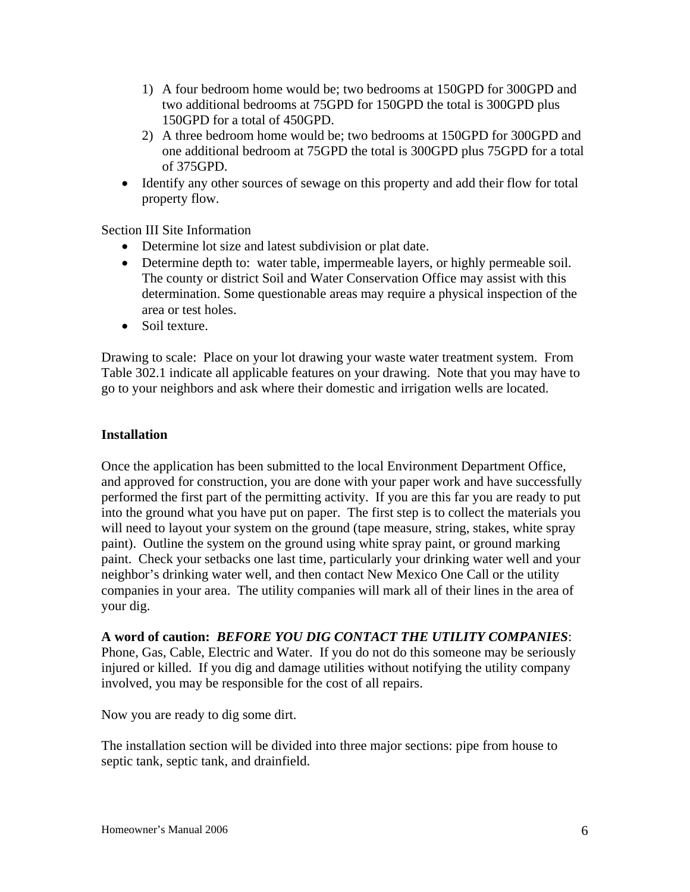1) A four bedroom home would be; two bedrooms at 150GPD for 300GPD and two additional bedrooms at 75GPD for 150GPD the total is 300GPD plus 150GPD for a total of 450GPD.
2) A three bedroom home would be; two bedrooms at 150GPD for 300GPD and one additional bedroom at 75GPD the total is 300GPD plus 75GPD for a total of 375GPD.

- Identify any other sources of sewage on this property and add their flow for total property flow.

Section III Site Information

- Determine lot size and latest subdivision or plat date.
- Determine depth to: water table, impermeable layers, or highly permeable soil. The county or district Soil and Water Conservation Office may assist with this determination. Some questionable areas may require a physical inspection of the area or test holes.
- Soil texture.

Drawing to scale: Place on your lot drawing your waste water treatment system. From Table 302.1 indicate all applicable features on your drawing. Note that you may have to go to your neighbors and ask where their domestic and irrigation wells are located.

**Installation**

Once the application has been submitted to the local Environment Department Office, and approved for construction, you are done with your paper work and have successfully performed the first part of the permitting activity. If you are this far you are ready to put into the ground what you have put on paper. The first step is to collect the materials you will need to layout your system on the ground (tape measure, string, stakes, white spray paint). Outline the system on the ground using white spray paint, or ground marking paint. Check your setbacks one last time, particularly your drinking water well and your neighbor's drinking water well, and then contact New Mexico One Call or the utility companies in your area. The utility companies will mark all of their lines in the area of your dig.

**A word of caution:** ***BEFORE YOU DIG CONTACT THE UTILITY COMPANIES***: Phone, Gas, Cable, Electric and Water. If you do not do this someone may be seriously injured or killed. If you dig and damage utilities without notifying the utility company involved, you may be responsible for the cost of all repairs.

Now you are ready to dig some dirt.

The installation section will be divided into three major sections: pipe from house to septic tank, septic tank, and drainfield.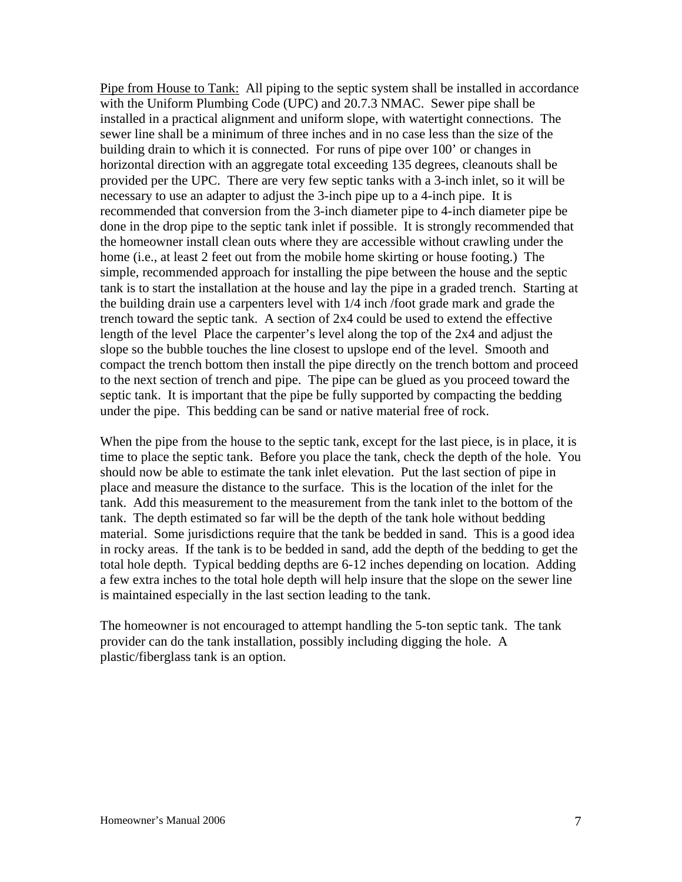<u>Pipe from House to Tank:</u> All piping to the septic system shall be installed in accordance with the Uniform Plumbing Code (UPC) and 20.7.3 NMAC. Sewer pipe shall be installed in a practical alignment and uniform slope, with watertight connections. The sewer line shall be a minimum of three inches and in no case less than the size of the building drain to which it is connected. For runs of pipe over 100' or changes in horizontal direction with an aggregate total exceeding 135 degrees, cleanouts shall be provided per the UPC. There are very few septic tanks with a 3-inch inlet, so it will be necessary to use an adapter to adjust the 3-inch pipe up to a 4-inch pipe. It is recommended that conversion from the 3-inch diameter pipe to 4-inch diameter pipe be done in the drop pipe to the septic tank inlet if possible. It is strongly recommended that the homeowner install clean outs where they are accessible without crawling under the home (i.e., at least 2 feet out from the mobile home skirting or house footing.) The simple, recommended approach for installing the pipe between the house and the septic tank is to start the installation at the house and lay the pipe in a graded trench. Starting at the building drain use a carpenters level with 1/4 inch /foot grade mark and grade the trench toward the septic tank. A section of 2x4 could be used to extend the effective length of the level Place the carpenter's level along the top of the 2x4 and adjust the slope so the bubble touches the line closest to upslope end of the level. Smooth and compact the trench bottom then install the pipe directly on the trench bottom and proceed to the next section of trench and pipe. The pipe can be glued as you proceed toward the septic tank. It is important that the pipe be fully supported by compacting the bedding under the pipe. This bedding can be sand or native material free of rock.

When the pipe from the house to the septic tank, except for the last piece, is in place, it is time to place the septic tank. Before you place the tank, check the depth of the hole. You should now be able to estimate the tank inlet elevation. Put the last section of pipe in place and measure the distance to the surface. This is the location of the inlet for the tank. Add this measurement to the measurement from the tank inlet to the bottom of the tank. The depth estimated so far will be the depth of the tank hole without bedding material. Some jurisdictions require that the tank be bedded in sand. This is a good idea in rocky areas. If the tank is to be bedded in sand, add the depth of the bedding to get the total hole depth. Typical bedding depths are 6-12 inches depending on location. Adding a few extra inches to the total hole depth will help insure that the slope on the sewer line is maintained especially in the last section leading to the tank.

The homeowner is not encouraged to attempt handling the 5-ton septic tank. The tank provider can do the tank installation, possibly including digging the hole. A plastic/fiberglass tank is an option.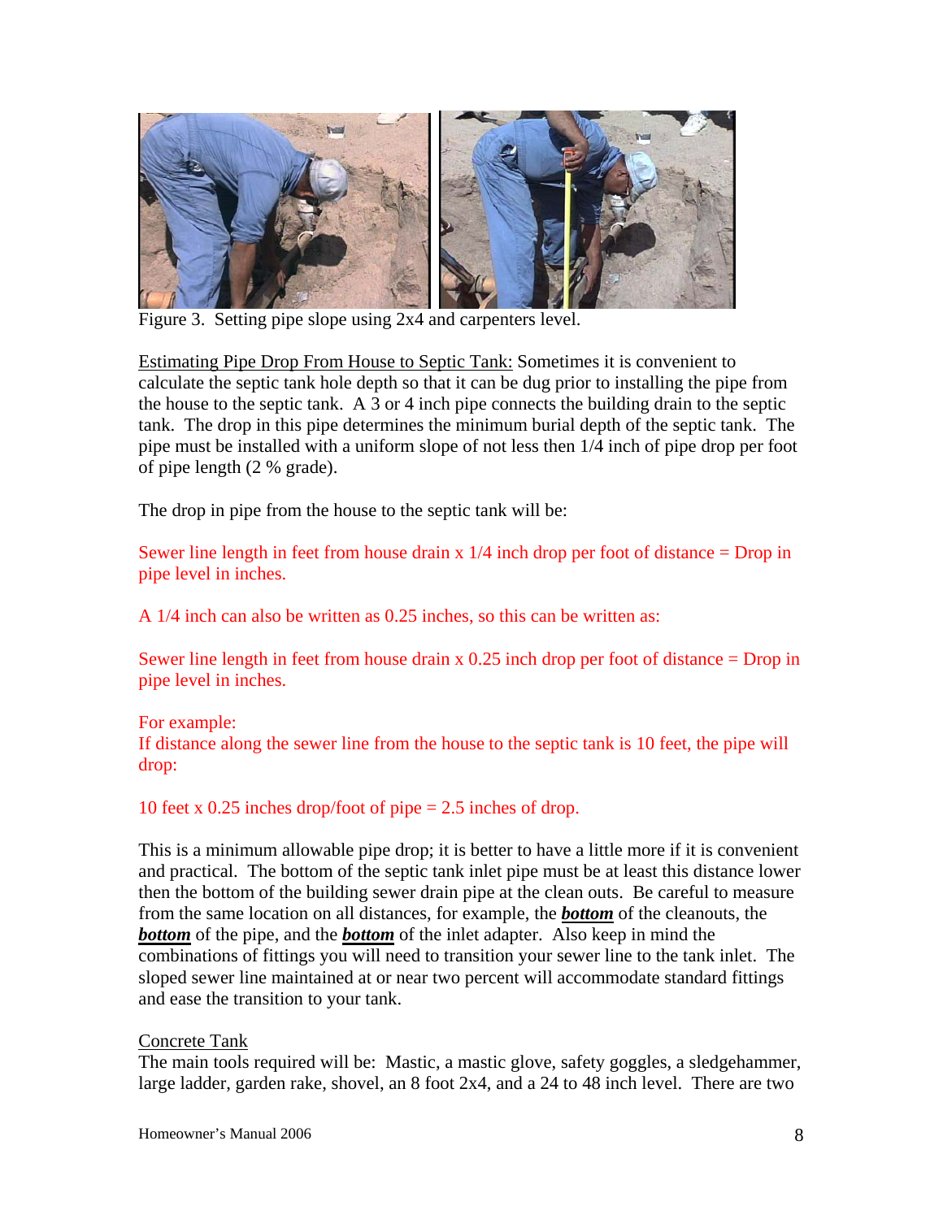Figure 3. Setting pipe slope using 2x4 and carpenters level.

<u>Estimating Pipe Drop From House to Septic Tank:</u> Sometimes it is convenient to calculate the septic tank hole depth so that it can be dug prior to installing the pipe from the house to the septic tank. A 3 or 4 inch pipe connects the building drain to the septic tank. The drop in this pipe determines the minimum burial depth of the septic tank. The pipe must be installed with a uniform slope of not less then 1/4 inch of pipe drop per foot of pipe length (2 % grade).

The drop in pipe from the house to the septic tank will be:

Sewer line length in feet from house drain x 1/4 inch drop per foot of distance = Drop in pipe level in inches.

A 1/4 inch can also be written as 0.25 inches, so this can be written as:

Sewer line length in feet from house drain x 0.25 inch drop per foot of distance = Drop in pipe level in inches.

For example:
If distance along the sewer line from the house to the septic tank is 10 feet, the pipe will drop:

10 feet x 0.25 inches drop/foot of pipe = 2.5 inches of drop.

This is a minimum allowable pipe drop; it is better to have a little more if it is convenient and practical. The bottom of the septic tank inlet pipe must be at least this distance lower then the bottom of the building sewer drain pipe at the clean outs. Be careful to measure from the same location on all distances, for example, the ***<u>bottom</u>*** of the cleanouts, the ***<u>bottom</u>*** of the pipe, and the ***<u>bottom</u>*** of the inlet adapter. Also keep in mind the combinations of fittings you will need to transition your sewer line to the tank inlet. The sloped sewer line maintained at or near two percent will accommodate standard fittings and ease the transition to your tank.

<u>Concrete Tank</u>
The main tools required will be: Mastic, a mastic glove, safety goggles, a sledgehammer, large ladder, garden rake, shovel, an 8 foot 2x4, and a 24 to 48 inch level. There are two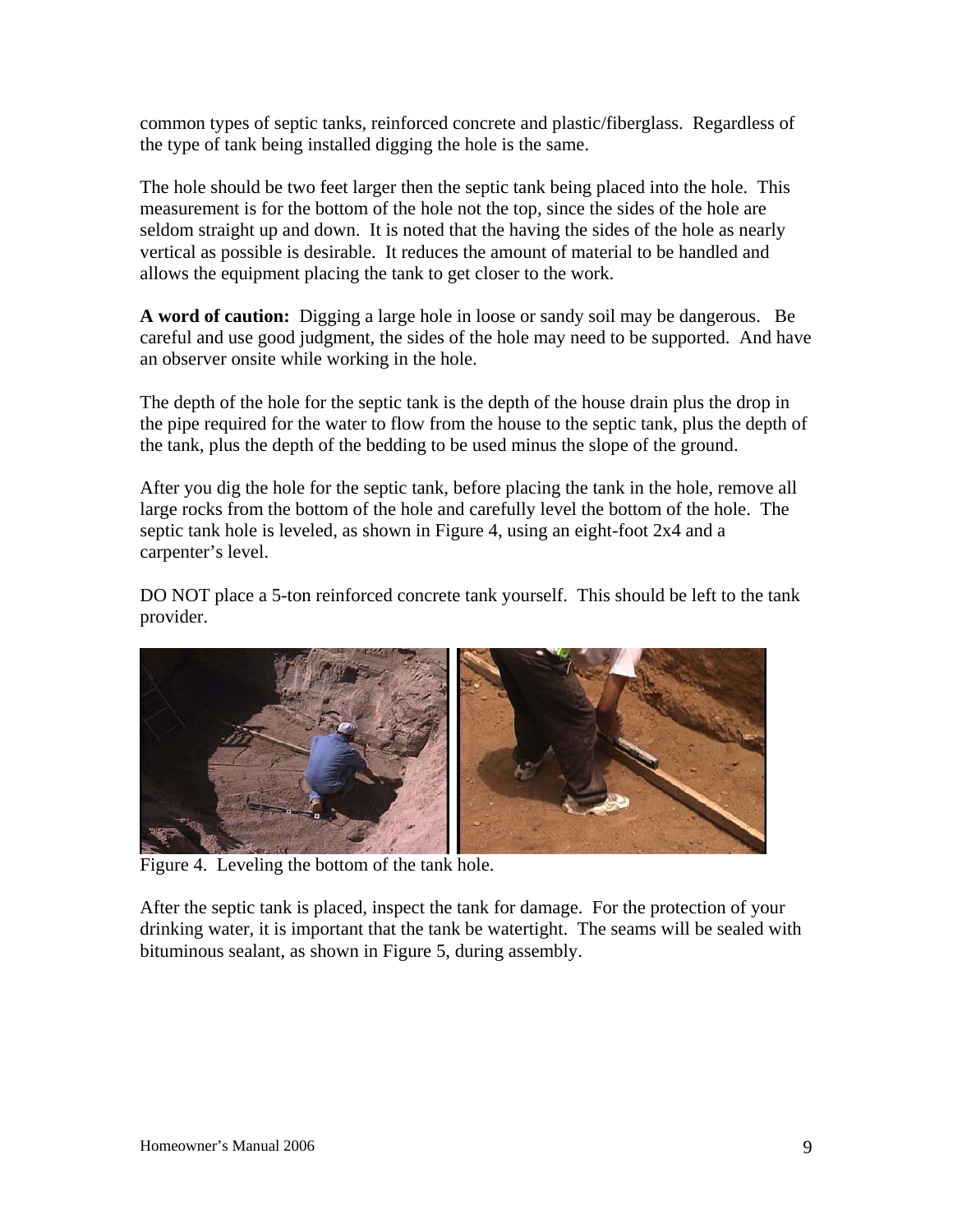common types of septic tanks, reinforced concrete and plastic/fiberglass. Regardless of the type of tank being installed digging the hole is the same.

The hole should be two feet larger then the septic tank being placed into the hole. This measurement is for the bottom of the hole not the top, since the sides of the hole are seldom straight up and down. It is noted that the having the sides of the hole as nearly vertical as possible is desirable. It reduces the amount of material to be handled and allows the equipment placing the tank to get closer to the work.

**A word of caution:** Digging a large hole in loose or sandy soil may be dangerous. Be careful and use good judgment, the sides of the hole may need to be supported. And have an observer onsite while working in the hole.

The depth of the hole for the septic tank is the depth of the house drain plus the drop in the pipe required for the water to flow from the house to the septic tank, plus the depth of the tank, plus the depth of the bedding to be used minus the slope of the ground.

After you dig the hole for the septic tank, before placing the tank in the hole, remove all large rocks from the bottom of the hole and carefully level the bottom of the hole. The septic tank hole is leveled, as shown in Figure 4, using an eight-foot 2x4 and a carpenter's level.

DO NOT place a 5-ton reinforced concrete tank yourself. This should be left to the tank provider.

Figure 4. Leveling the bottom of the tank hole.

After the septic tank is placed, inspect the tank for damage. For the protection of your drinking water, it is important that the tank be watertight. The seams will be sealed with bituminous sealant, as shown in Figure 5, during assembly.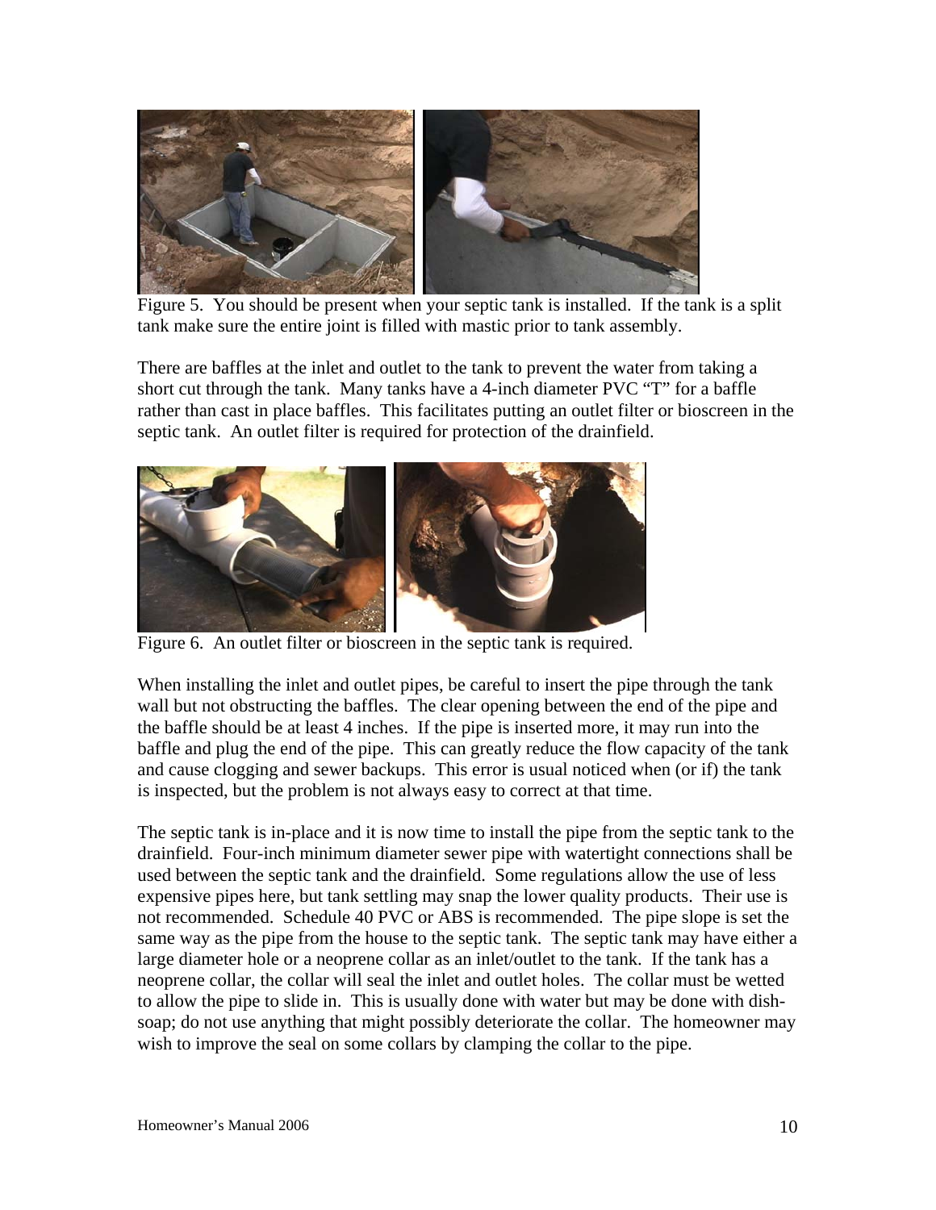Figure 5. You should be present when your septic tank is installed. If the tank is a split tank make sure the entire joint is filled with mastic prior to tank assembly.

There are baffles at the inlet and outlet to the tank to prevent the water from taking a short cut through the tank. Many tanks have a 4-inch diameter PVC "T" for a baffle rather than cast in place baffles. This facilitates putting an outlet filter or bioscreen in the septic tank. An outlet filter is required for protection of the drainfield.

Figure 6. An outlet filter or bioscreen in the septic tank is required.

When installing the inlet and outlet pipes, be careful to insert the pipe through the tank wall but not obstructing the baffles. The clear opening between the end of the pipe and the baffle should be at least 4 inches. If the pipe is inserted more, it may run into the baffle and plug the end of the pipe. This can greatly reduce the flow capacity of the tank and cause clogging and sewer backups. This error is usual noticed when (or if) the tank is inspected, but the problem is not always easy to correct at that time.

The septic tank is in-place and it is now time to install the pipe from the septic tank to the drainfield. Four-inch minimum diameter sewer pipe with watertight connections shall be used between the septic tank and the drainfield. Some regulations allow the use of less expensive pipes here, but tank settling may snap the lower quality products. Their use is not recommended. Schedule 40 PVC or ABS is recommended. The pipe slope is set the same way as the pipe from the house to the septic tank. The septic tank may have either a large diameter hole or a neoprene collar as an inlet/outlet to the tank. If the tank has a neoprene collar, the collar will seal the inlet and outlet holes. The collar must be wetted to allow the pipe to slide in. This is usually done with water but may be done with dish-soap; do not use anything that might possibly deteriorate the collar. The homeowner may wish to improve the seal on some collars by clamping the collar to the pipe.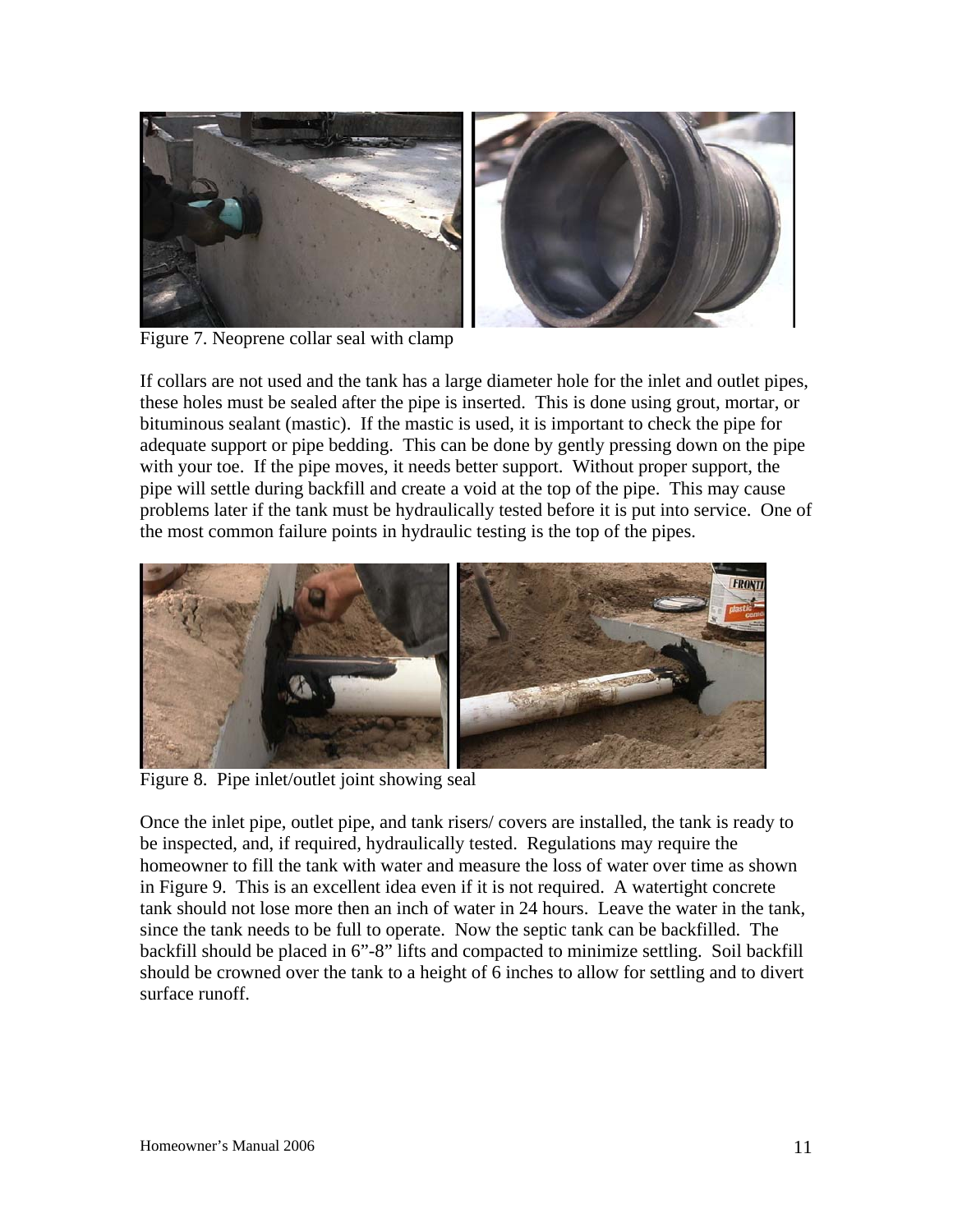Figure 7. Neoprene collar seal with clamp

If collars are not used and the tank has a large diameter hole for the inlet and outlet pipes, these holes must be sealed after the pipe is inserted. This is done using grout, mortar, or bituminous sealant (mastic). If the mastic is used, it is important to check the pipe for adequate support or pipe bedding. This can be done by gently pressing down on the pipe with your toe. If the pipe moves, it needs better support. Without proper support, the pipe will settle during backfill and create a void at the top of the pipe. This may cause problems later if the tank must be hydraulically tested before it is put into service. One of the most common failure points in hydraulic testing is the top of the pipes.

Figure 8. Pipe inlet/outlet joint showing seal

Once the inlet pipe, outlet pipe, and tank risers/ covers are installed, the tank is ready to be inspected, and, if required, hydraulically tested. Regulations may require the homeowner to fill the tank with water and measure the loss of water over time as shown in Figure 9. This is an excellent idea even if it is not required. A watertight concrete tank should not lose more then an inch of water in 24 hours. Leave the water in the tank, since the tank needs to be full to operate. Now the septic tank can be backfilled. The backfill should be placed in 6"-8" lifts and compacted to minimize settling. Soil backfill should be crowned over the tank to a height of 6 inches to allow for settling and to divert surface runoff.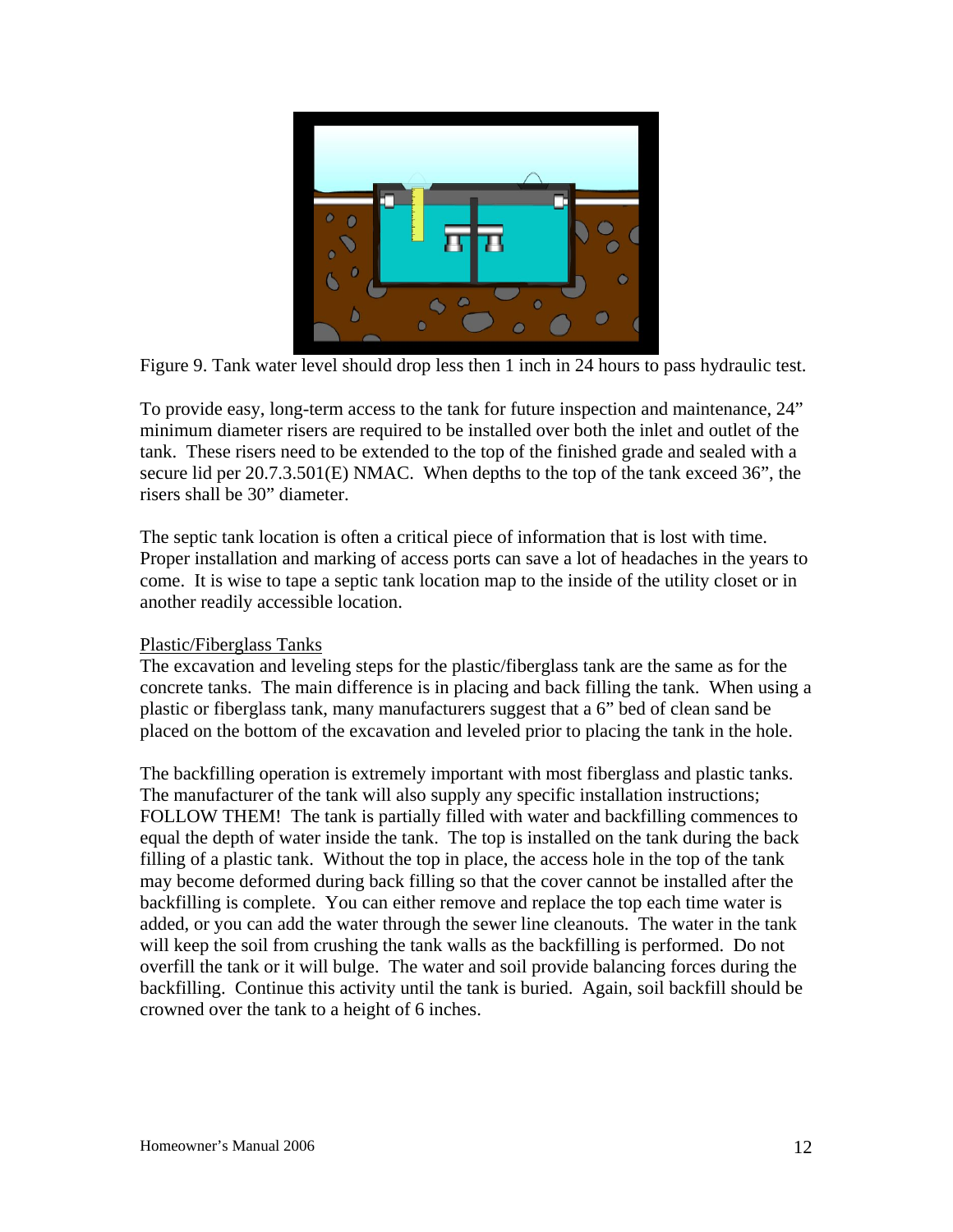Figure 9. Tank water level should drop less then 1 inch in 24 hours to pass hydraulic test.

To provide easy, long-term access to the tank for future inspection and maintenance, 24" minimum diameter risers are required to be installed over both the inlet and outlet of the tank. These risers need to be extended to the top of the finished grade and sealed with a secure lid per 20.7.3.501(E) NMAC. When depths to the top of the tank exceed 36", the risers shall be 30" diameter.

The septic tank location is often a critical piece of information that is lost with time. Proper installation and marking of access ports can save a lot of headaches in the years to come. It is wise to tape a septic tank location map to the inside of the utility closet or in another readily accessible location.

Plastic/Fiberglass Tanks

The excavation and leveling steps for the plastic/fiberglass tank are the same as for the concrete tanks. The main difference is in placing and back filling the tank. When using a plastic or fiberglass tank, many manufacturers suggest that a 6" bed of clean sand be placed on the bottom of the excavation and leveled prior to placing the tank in the hole.

The backfilling operation is extremely important with most fiberglass and plastic tanks. The manufacturer of the tank will also supply any specific installation instructions; FOLLOW THEM! The tank is partially filled with water and backfilling commences to equal the depth of water inside the tank. The top is installed on the tank during the back filling of a plastic tank. Without the top in place, the access hole in the top of the tank may become deformed during back filling so that the cover cannot be installed after the backfilling is complete. You can either remove and replace the top each time water is added, or you can add the water through the sewer line cleanouts. The water in the tank will keep the soil from crushing the tank walls as the backfilling is performed. Do not overfill the tank or it will bulge. The water and soil provide balancing forces during the backfilling. Continue this activity until the tank is buried. Again, soil backfill should be crowned over the tank to a height of 6 inches.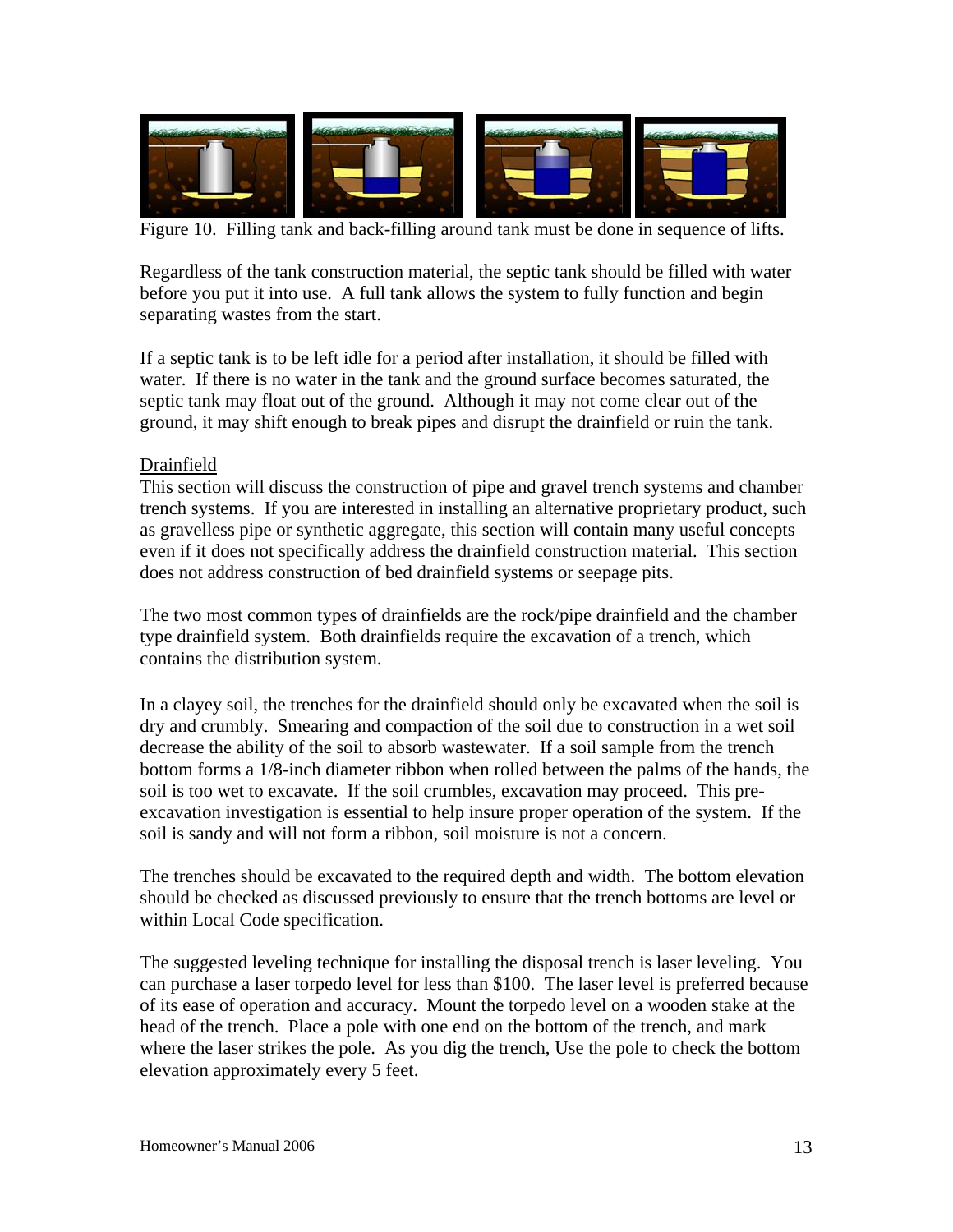Figure 10. Filling tank and back-filling around tank must be done in sequence of lifts.

Regardless of the tank construction material, the septic tank should be filled with water before you put it into use. A full tank allows the system to fully function and begin separating wastes from the start.

If a septic tank is to be left idle for a period after installation, it should be filled with water. If there is no water in the tank and the ground surface becomes saturated, the septic tank may float out of the ground. Although it may not come clear out of the ground, it may shift enough to break pipes and disrupt the drainfield or ruin the tank.

## Drainfield

This section will discuss the construction of pipe and gravel trench systems and chamber trench systems. If you are interested in installing an alternative proprietary product, such as gravelless pipe or synthetic aggregate, this section will contain many useful concepts even if it does not specifically address the drainfield construction material. This section does not address construction of bed drainfield systems or seepage pits.

The two most common types of drainfields are the rock/pipe drainfield and the chamber type drainfield system. Both drainfields require the excavation of a trench, which contains the distribution system.

In a clayey soil, the trenches for the drainfield should only be excavated when the soil is dry and crumbly. Smearing and compaction of the soil due to construction in a wet soil decrease the ability of the soil to absorb wastewater. If a soil sample from the trench bottom forms a 1/8-inch diameter ribbon when rolled between the palms of the hands, the soil is too wet to excavate. If the soil crumbles, excavation may proceed. This pre-excavation investigation is essential to help insure proper operation of the system. If the soil is sandy and will not form a ribbon, soil moisture is not a concern.

The trenches should be excavated to the required depth and width. The bottom elevation should be checked as discussed previously to ensure that the trench bottoms are level or within Local Code specification.

The suggested leveling technique for installing the disposal trench is laser leveling. You can purchase a laser torpedo level for less than $100. The laser level is preferred because of its ease of operation and accuracy. Mount the torpedo level on a wooden stake at the head of the trench. Place a pole with one end on the bottom of the trench, and mark where the laser strikes the pole. As you dig the trench, Use the pole to check the bottom elevation approximately every 5 feet.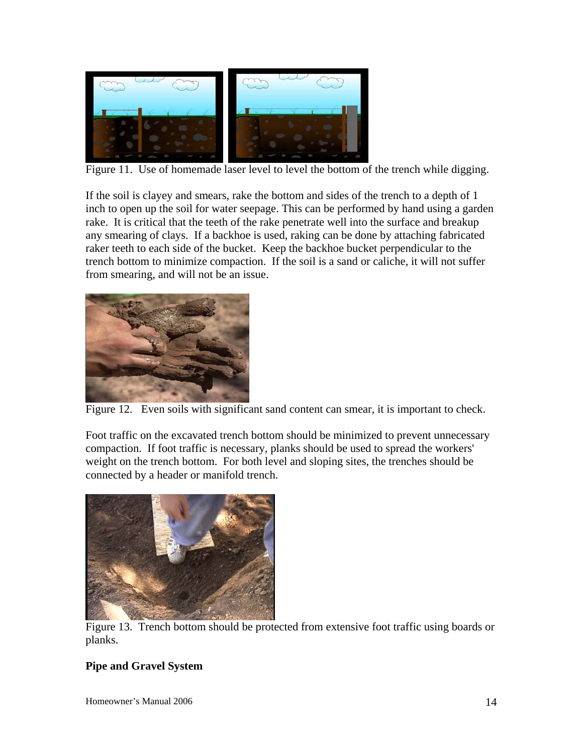Figure 11. Use of homemade laser level to level the bottom of the trench while digging.

If the soil is clayey and smears, rake the bottom and sides of the trench to a depth of 1 inch to open up the soil for water seepage. This can be performed by hand using a garden rake. It is critical that the teeth of the rake penetrate well into the surface and breakup any smearing of clays. If a backhoe is used, raking can be done by attaching fabricated raker teeth to each side of the bucket. Keep the backhoe bucket perpendicular to the trench bottom to minimize compaction. If the soil is a sand or caliche, it will not suffer from smearing, and will not be an issue.

Figure 12. Even soils with significant sand content can smear, it is important to check.

Foot traffic on the excavated trench bottom should be minimized to prevent unnecessary compaction. If foot traffic is necessary, planks should be used to spread the workers' weight on the trench bottom. For both level and sloping sites, the trenches should be connected by a header or manifold trench.

Figure 13. Trench bottom should be protected from extensive foot traffic using boards or planks.

**Pipe and Gravel System**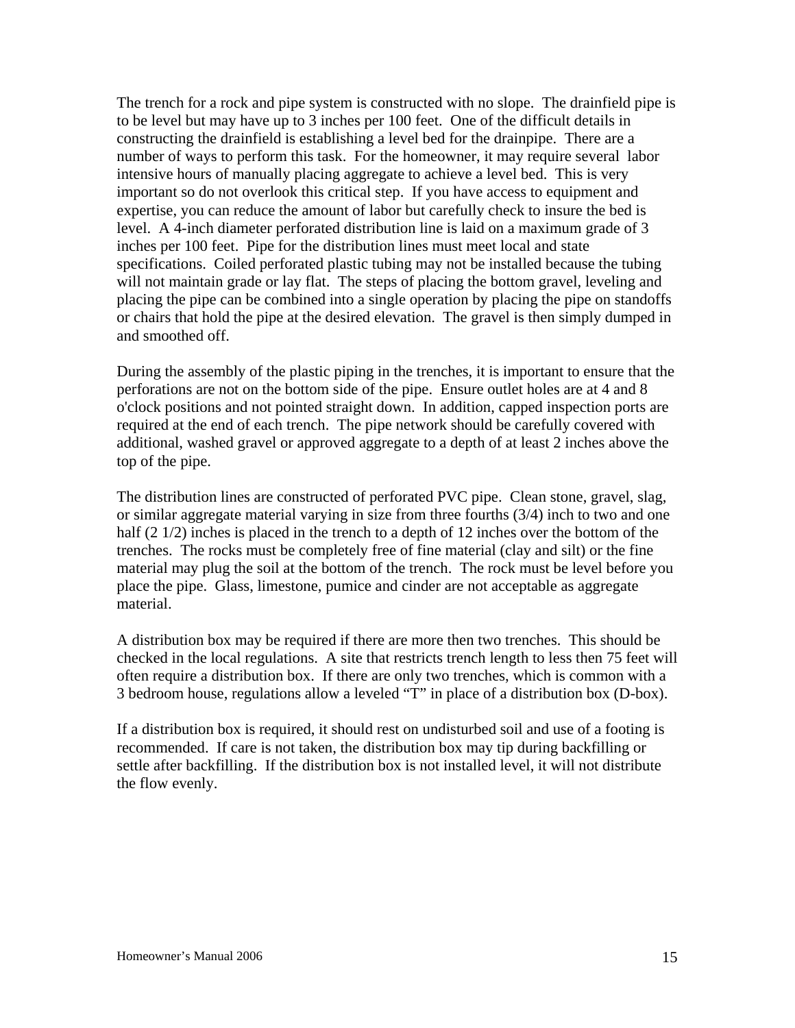The trench for a rock and pipe system is constructed with no slope. The drainfield pipe is to be level but may have up to 3 inches per 100 feet. One of the difficult details in constructing the drainfield is establishing a level bed for the drainpipe. There are a number of ways to perform this task. For the homeowner, it may require several labor intensive hours of manually placing aggregate to achieve a level bed. This is very important so do not overlook this critical step. If you have access to equipment and expertise, you can reduce the amount of labor but carefully check to insure the bed is level. A 4-inch diameter perforated distribution line is laid on a maximum grade of 3 inches per 100 feet. Pipe for the distribution lines must meet local and state specifications. Coiled perforated plastic tubing may not be installed because the tubing will not maintain grade or lay flat. The steps of placing the bottom gravel, leveling and placing the pipe can be combined into a single operation by placing the pipe on standoffs or chairs that hold the pipe at the desired elevation. The gravel is then simply dumped in and smoothed off.

During the assembly of the plastic piping in the trenches, it is important to ensure that the perforations are not on the bottom side of the pipe. Ensure outlet holes are at 4 and 8 o'clock positions and not pointed straight down. In addition, capped inspection ports are required at the end of each trench. The pipe network should be carefully covered with additional, washed gravel or approved aggregate to a depth of at least 2 inches above the top of the pipe.

The distribution lines are constructed of perforated PVC pipe. Clean stone, gravel, slag, or similar aggregate material varying in size from three fourths (3/4) inch to two and one half (2 1/2) inches is placed in the trench to a depth of 12 inches over the bottom of the trenches. The rocks must be completely free of fine material (clay and silt) or the fine material may plug the soil at the bottom of the trench. The rock must be level before you place the pipe. Glass, limestone, pumice and cinder are not acceptable as aggregate material.

A distribution box may be required if there are more then two trenches. This should be checked in the local regulations. A site that restricts trench length to less then 75 feet will often require a distribution box. If there are only two trenches, which is common with a 3 bedroom house, regulations allow a leveled "T" in place of a distribution box (D-box).

If a distribution box is required, it should rest on undisturbed soil and use of a footing is recommended. If care is not taken, the distribution box may tip during backfilling or settle after backfilling. If the distribution box is not installed level, it will not distribute the flow evenly.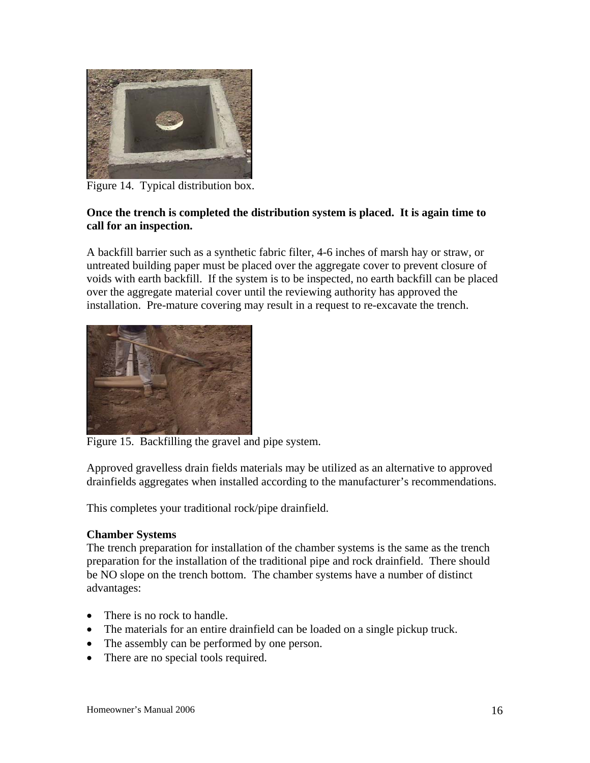Figure 14. Typical distribution box.

**Once the trench is completed the distribution system is placed. It is again time to call for an inspection.**

A backfill barrier such as a synthetic fabric filter, 4-6 inches of marsh hay or straw, or untreated building paper must be placed over the aggregate cover to prevent closure of voids with earth backfill. If the system is to be inspected, no earth backfill can be placed over the aggregate material cover until the reviewing authority has approved the installation. Pre-mature covering may result in a request to re-excavate the trench.

Figure 15. Backfilling the gravel and pipe system.

Approved gravelless drain fields materials may be utilized as an alternative to approved drainfields aggregates when installed according to the manufacturer's recommendations.

This completes your traditional rock/pipe drainfield.

**Chamber Systems**

The trench preparation for installation of the chamber systems is the same as the trench preparation for the installation of the traditional pipe and rock drainfield. There should be NO slope on the trench bottom. The chamber systems have a number of distinct advantages:

- There is no rock to handle.
- The materials for an entire drainfield can be loaded on a single pickup truck.
- The assembly can be performed by one person.
- There are no special tools required.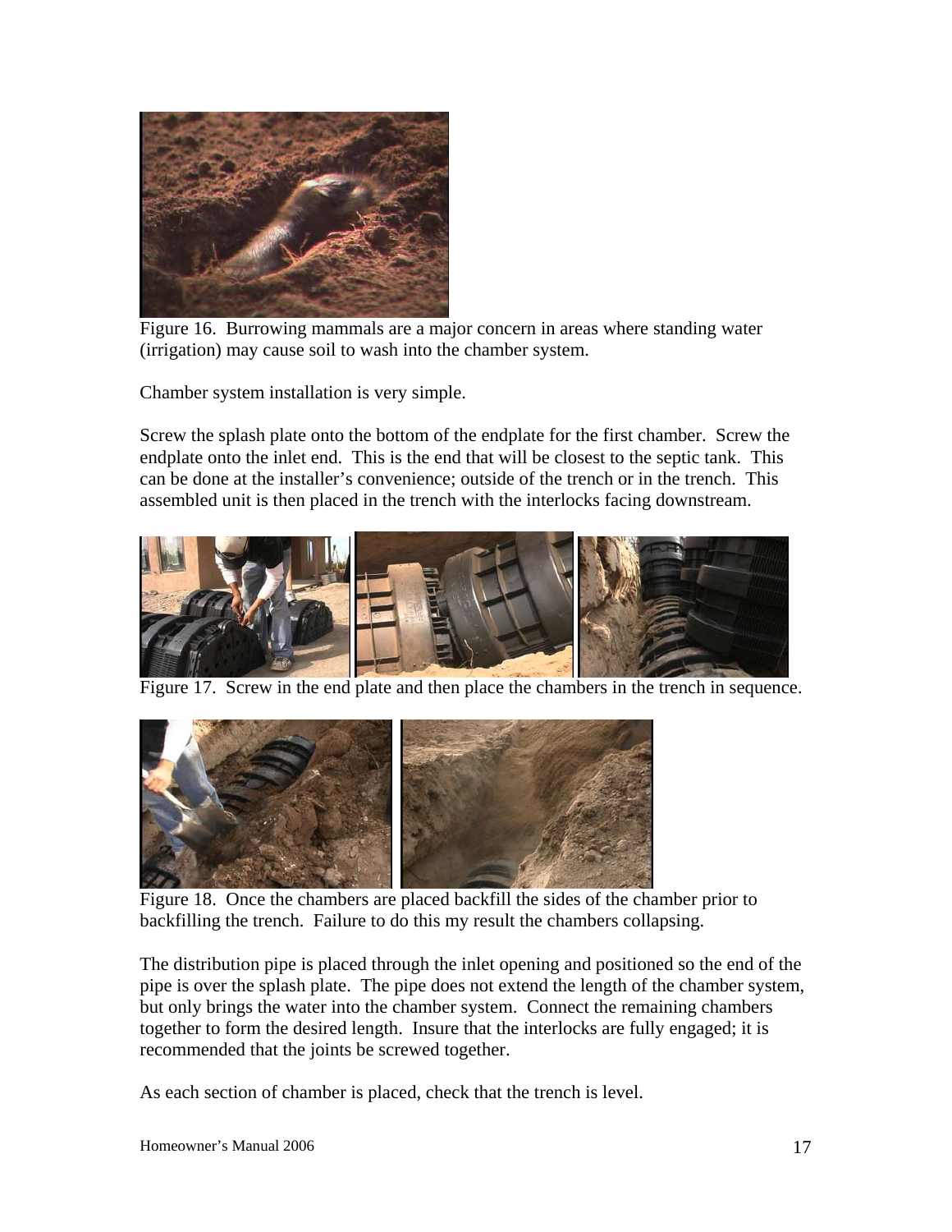Figure 16. Burrowing mammals are a major concern in areas where standing water (irrigation) may cause soil to wash into the chamber system.

Chamber system installation is very simple.

Screw the splash plate onto the bottom of the endplate for the first chamber. Screw the endplate onto the inlet end. This is the end that will be closest to the septic tank. This can be done at the installer's convenience; outside of the trench or in the trench. This assembled unit is then placed in the trench with the interlocks facing downstream.

Figure 17. Screw in the end plate and then place the chambers in the trench in sequence.

Figure 18. Once the chambers are placed backfill the sides of the chamber prior to backfilling the trench. Failure to do this my result the chambers collapsing.

The distribution pipe is placed through the inlet opening and positioned so the end of the pipe is over the splash plate. The pipe does not extend the length of the chamber system, but only brings the water into the chamber system. Connect the remaining chambers together to form the desired length. Insure that the interlocks are fully engaged; it is recommended that the joints be screwed together.

As each section of chamber is placed, check that the trench is level.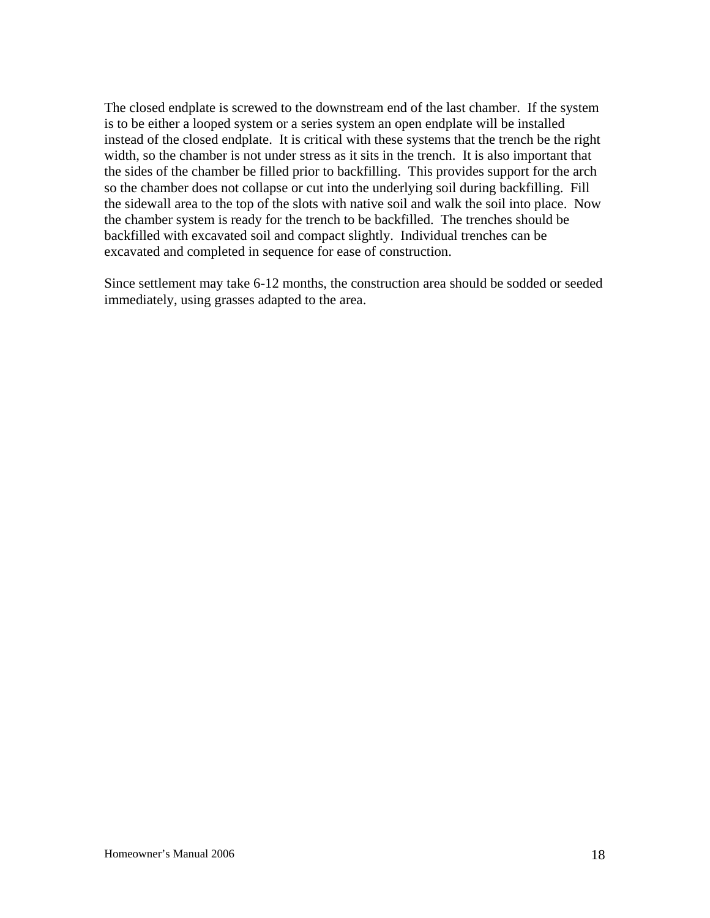The closed endplate is screwed to the downstream end of the last chamber. If the system is to be either a looped system or a series system an open endplate will be installed instead of the closed endplate. It is critical with these systems that the trench be the right width, so the chamber is not under stress as it sits in the trench. It is also important that the sides of the chamber be filled prior to backfilling. This provides support for the arch so the chamber does not collapse or cut into the underlying soil during backfilling. Fill the sidewall area to the top of the slots with native soil and walk the soil into place. Now the chamber system is ready for the trench to be backfilled. The trenches should be backfilled with excavated soil and compact slightly. Individual trenches can be excavated and completed in sequence for ease of construction.

Since settlement may take 6-12 months, the construction area should be sodded or seeded immediately, using grasses adapted to the area.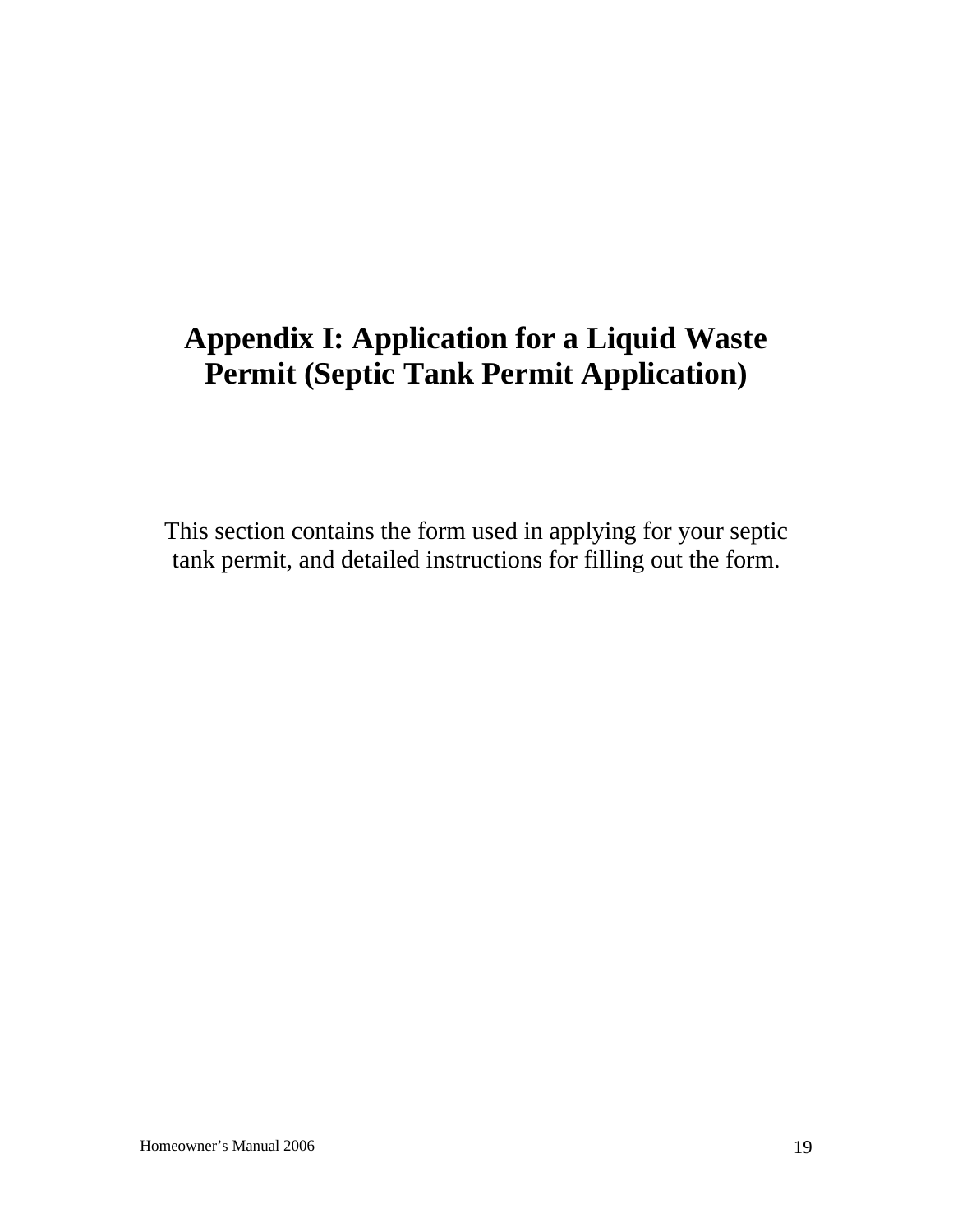# Appendix I: Application for a Liquid Waste Permit (Septic Tank Permit Application)

This section contains the form used in applying for your septic tank permit, and detailed instructions for filling out the form.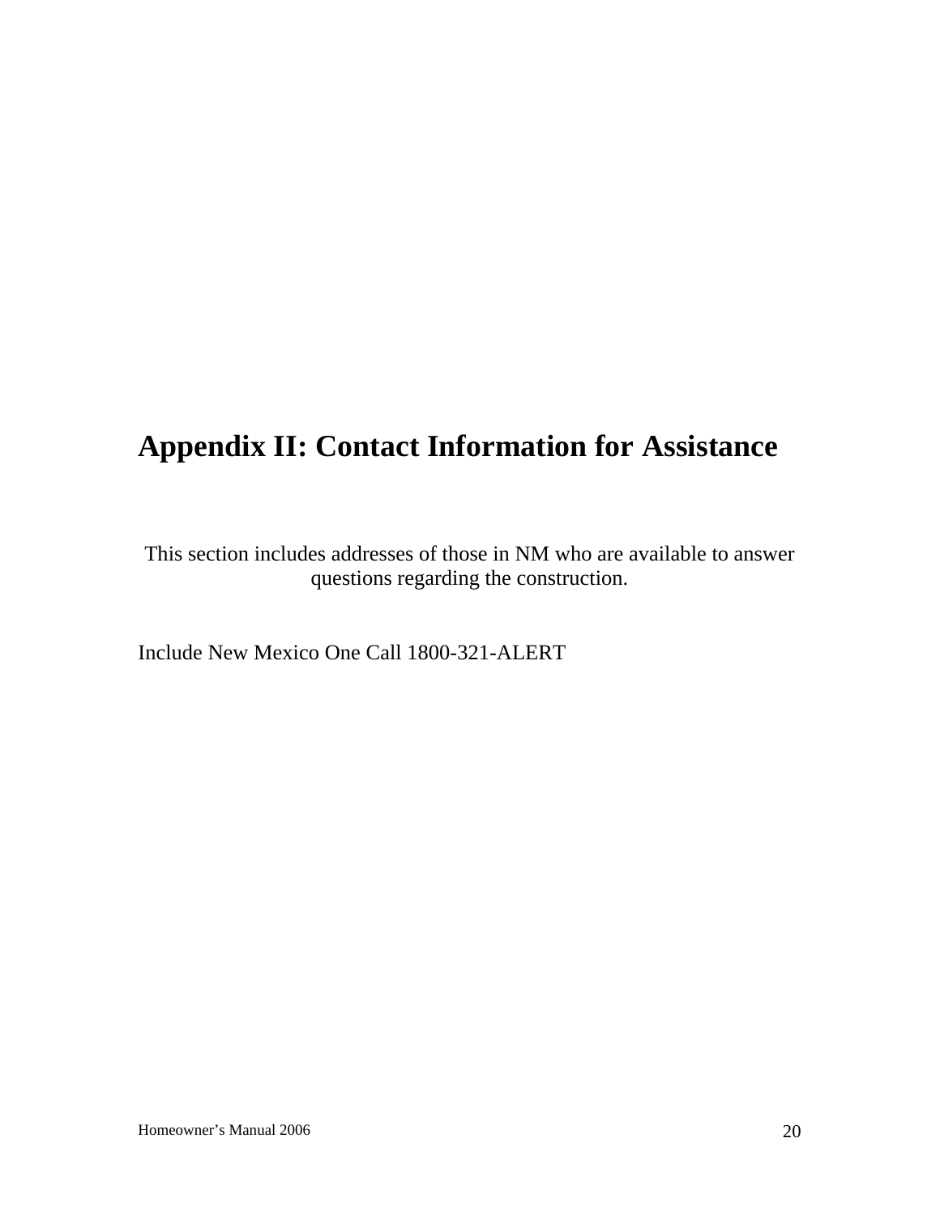# Appendix II: Contact Information for Assistance

This section includes addresses of those in NM who are available to answer questions regarding the construction.

Include New Mexico One Call 1800-321-ALERT